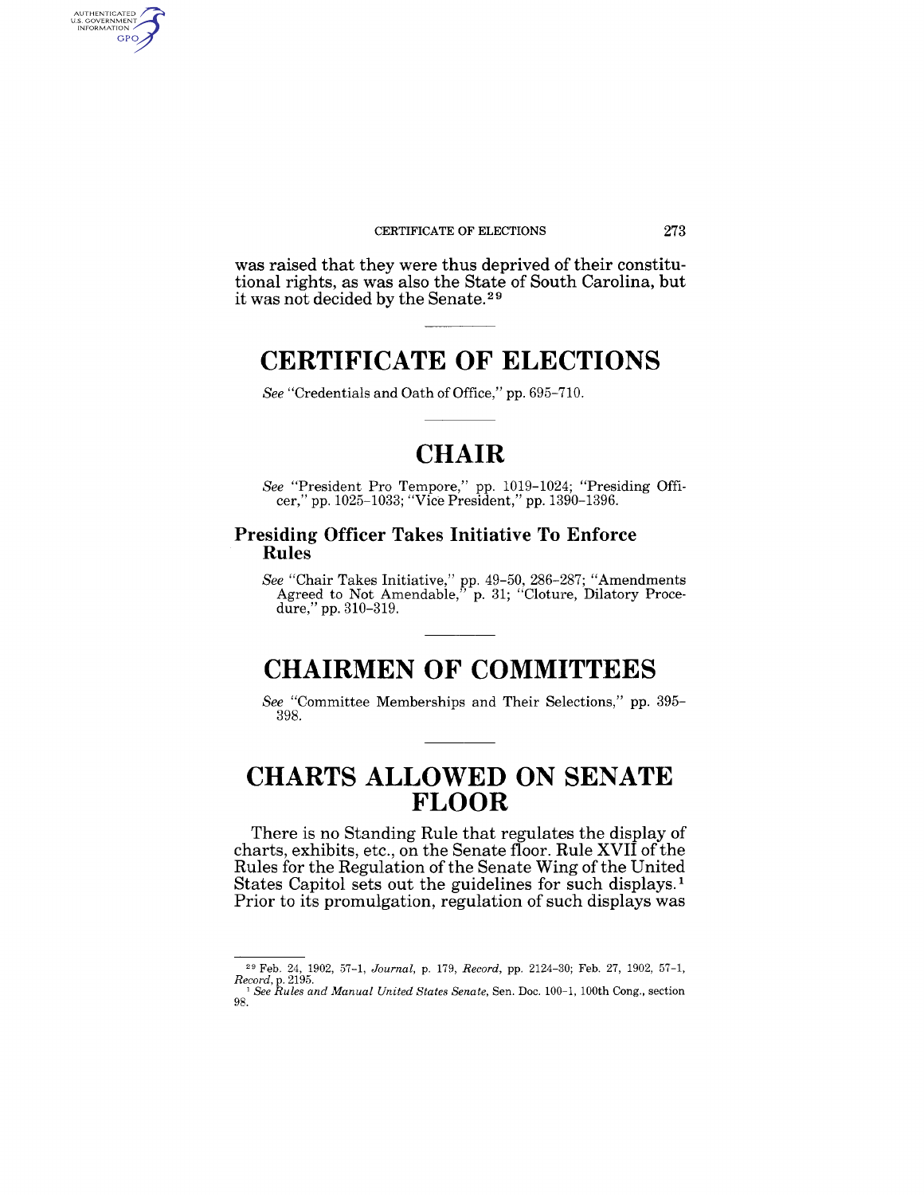was raised that they were thus deprived of their constitutional rights, as was also the State of South Carolina, but it was not decided by the Senate.[29]

# CERTIFICATE OF ELECTIONS

*See* "Credentials and Oath of Office," pp. 695–710.

# CHAIR

*See* "President Pro Tempore," pp. 1019–1024; "Presiding Officer," pp. 1025–1033; "Vice President," pp. 1390–1396.

## Presiding Officer Takes Initiative To Enforce Rules

*See* "Chair Takes Initiative," pp. 49–50, 286–287; "Amendments Agreed to Not Amendable," p. 31; "Cloture, Dilatory Procedure," pp. 310–319.

# CHAIRMEN OF COMMITTEES

*See* "Committee Memberships and Their Selections," pp. 395–398.

# CHARTS ALLOWED ON SENATE FLOOR

There is no Standing Rule that regulates the display of charts, exhibits, etc., on the Senate floor. Rule XVII of the Rules for the Regulation of the Senate Wing of the United States Capitol sets out the guidelines for such displays.[1] Prior to its promulgation, regulation of such displays was

---

[29] Feb. 24, 1902, 57–1, *Journal*, p. 179, *Record*, pp. 2124–30; Feb. 27, 1902, 57–1, *Record*, p. 2195.

[1] *See Rules and Manual United States Senate*, Sen. Doc. 100–1, 100th Cong., section 98.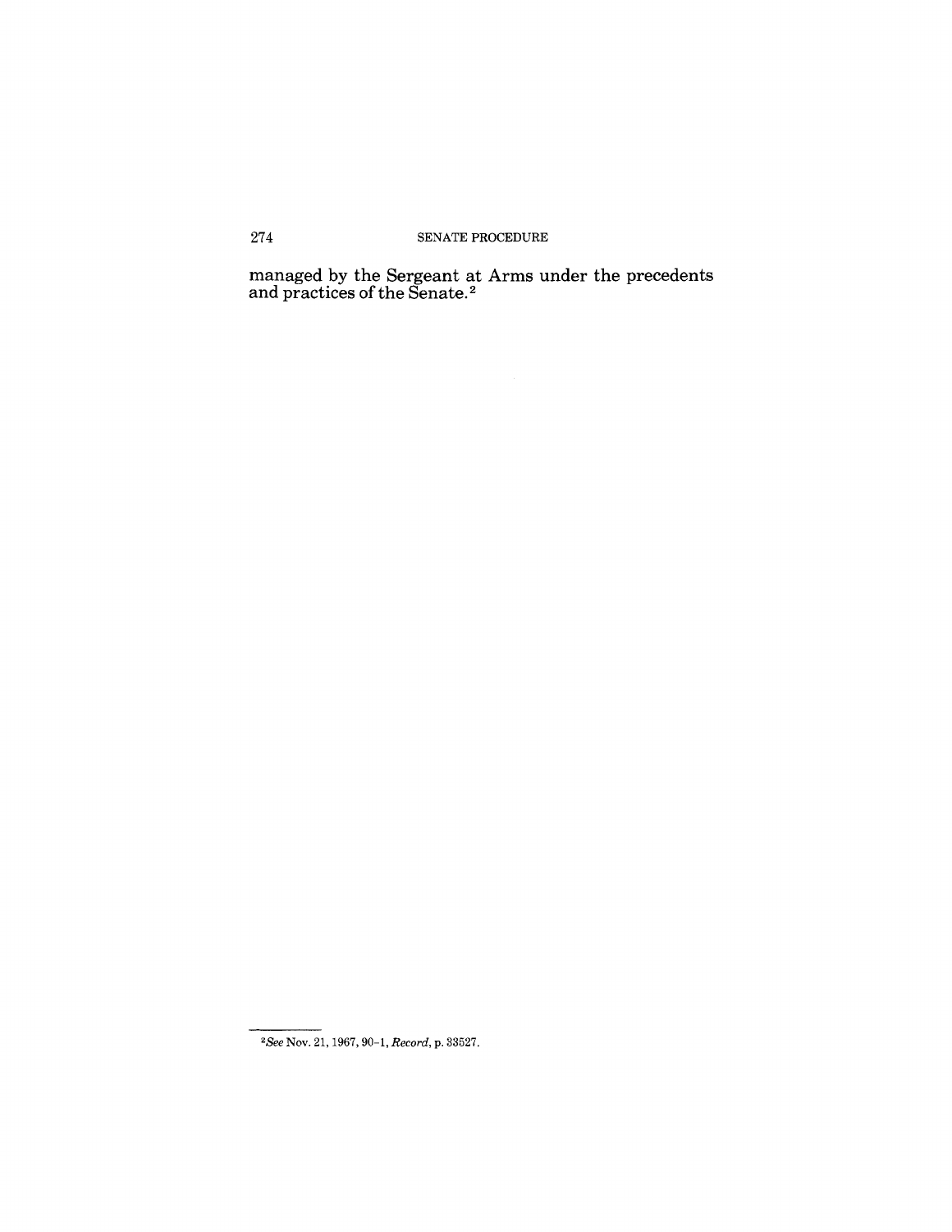managed by the Sergeant at Arms under the precedents and practices of the Senate.[2]

---

[2] *See* Nov. 21, 1967, 90–1, *Record*, p. 33527.